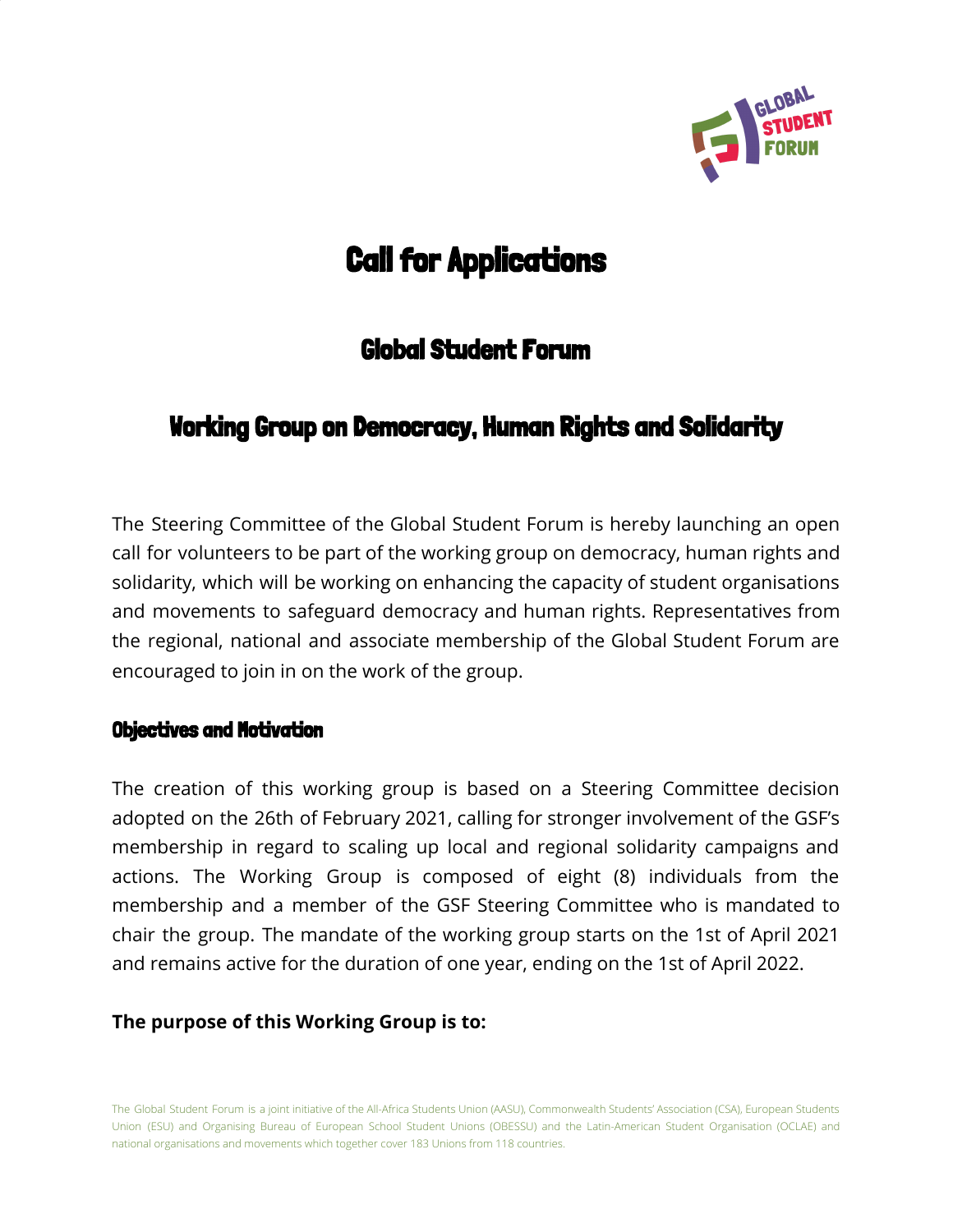# Call for Applications

## Global Student Forum

## Working Group on Democracy, Human Rights and Solidarity

The Steering Committee of the Global Student Forum is hereby launching an open call for volunteers to be part of the working group on democracy, human rights and solidarity, which will be working on enhancing the capacity of student organisations and movements to safeguard democracy and human rights. Representatives from the regional, national and associate membership of the Global Student Forum are encouraged to join in on the work of the group.

### Objectives and Motivation

The creation of this working group is based on a Steering Committee decision adopted on the 26th of February 2021, calling for stronger involvement of the GSF's membership in regard to scaling up local and regional solidarity campaigns and actions. The Working Group is composed of eight (8) individuals from the membership and a member of the GSF Steering Committee who is mandated to chair the group. The mandate of the working group starts on the 1st of April 2021 and remains active for the duration of one year, ending on the 1st of April 2022.

**The purpose of this Working Group is to:**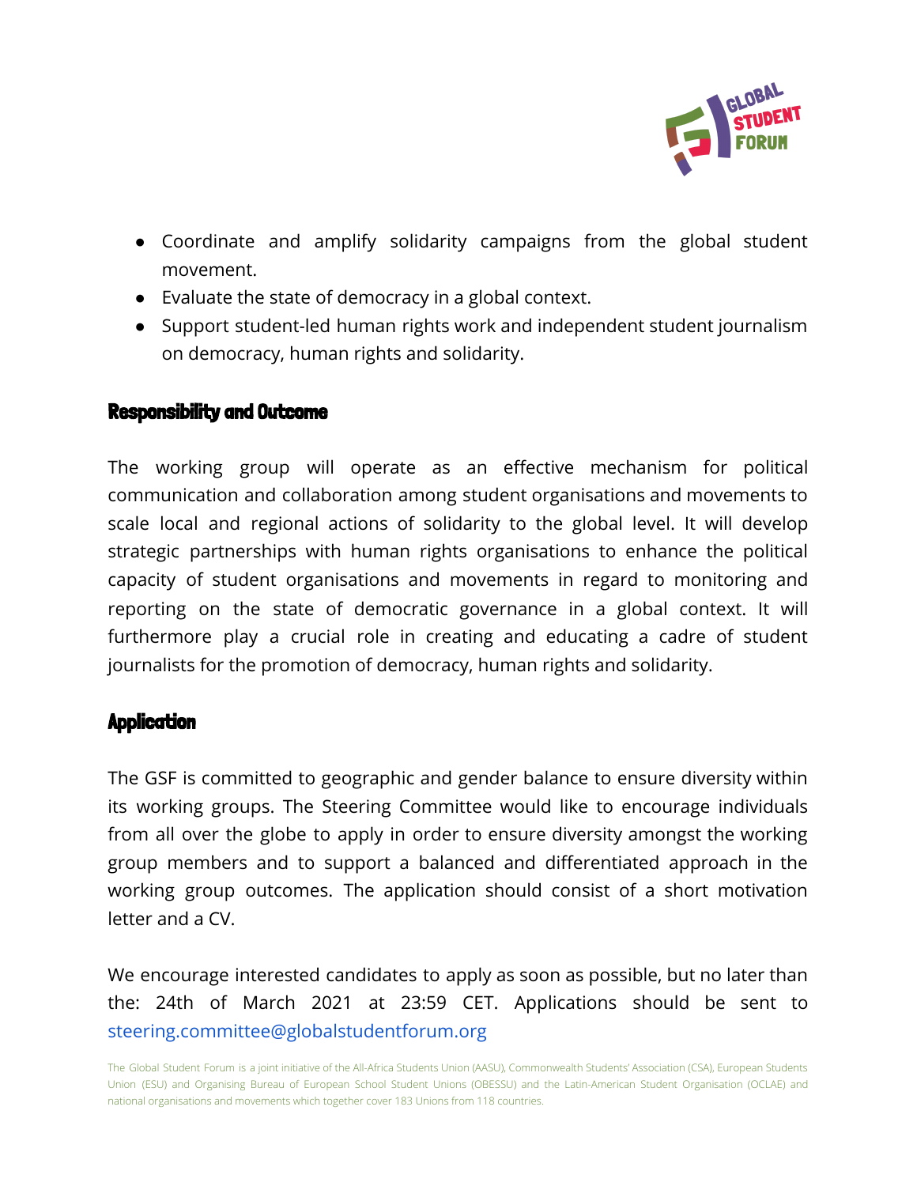- Coordinate and amplify solidarity campaigns from the global student movement.
- Evaluate the state of democracy in a global context.
- Support student-led human rights work and independent student journalism on democracy, human rights and solidarity.

## Responsibility and Outcome

The working group will operate as an effective mechanism for political communication and collaboration among student organisations and movements to scale local and regional actions of solidarity to the global level. It will develop strategic partnerships with human rights organisations to enhance the political capacity of student organisations and movements in regard to monitoring and reporting on the state of democratic governance in a global context. It will furthermore play a crucial role in creating and educating a cadre of student journalists for the promotion of democracy, human rights and solidarity.

## Application

The GSF is committed to geographic and gender balance to ensure diversity within its working groups. The Steering Committee would like to encourage individuals from all over the globe to apply in order to ensure diversity amongst the working group members and to support a balanced and differentiated approach in the working group outcomes. The application should consist of a short motivation letter and a CV.

We encourage interested candidates to apply as soon as possible, but no later than the: 24th of March 2021 at 23:59 CET. Applications should be sent to steering.committee@globalstudentforum.org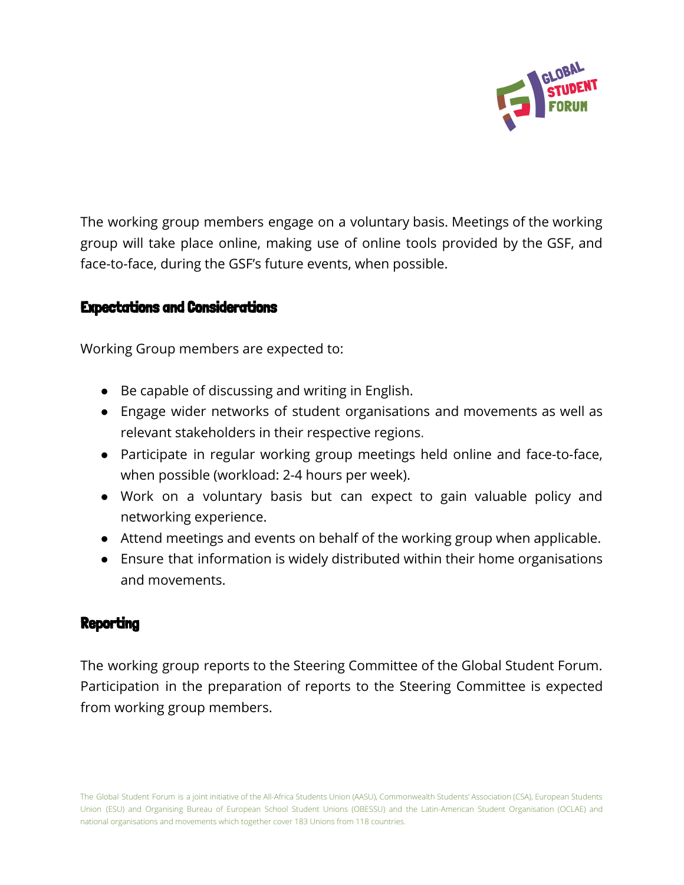The working group members engage on a voluntary basis. Meetings of the working group will take place online, making use of online tools provided by the GSF, and face-to-face, during the GSF's future events, when possible.

## Expectations and Considerations

Working Group members are expected to:

- Be capable of discussing and writing in English.
- Engage wider networks of student organisations and movements as well as relevant stakeholders in their respective regions.
- Participate in regular working group meetings held online and face-to-face, when possible (workload: 2-4 hours per week).
- Work on a voluntary basis but can expect to gain valuable policy and networking experience.
- Attend meetings and events on behalf of the working group when applicable.
- Ensure that information is widely distributed within their home organisations and movements.

## Reporting

The working group reports to the Steering Committee of the Global Student Forum. Participation in the preparation of reports to the Steering Committee is expected from working group members.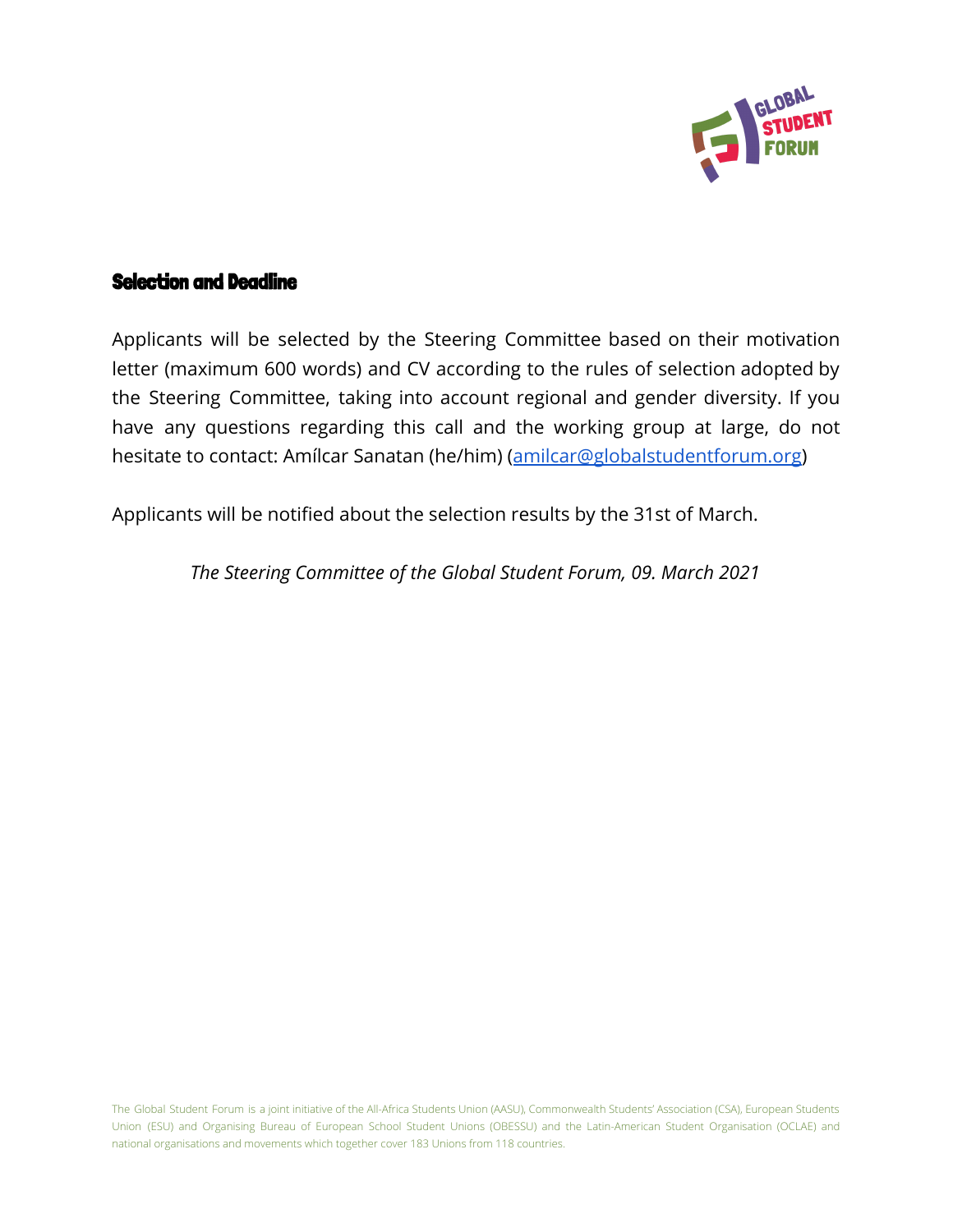### Selection and Deadline

Applicants will be selected by the Steering Committee based on their motivation letter (maximum 600 words) and CV according to the rules of selection adopted by the Steering Committee, taking into account regional and gender diversity. If you have any questions regarding this call and the working group at large, do not hesitate to contact: Amílcar Sanatan (he/him) (amilcar@globalstudentforum.org)

Applicants will be notified about the selection results by the 31st of March.

*The Steering Committee of the Global Student Forum, 09. March 2021*

The Global Student Forum is a joint initiative of the All-Africa Students Union (AASU), Commonwealth Students' Association (CSA), European Students Union (ESU) and Organising Bureau of European School Student Unions (OBESSU) and the Latin-American Student Organisation (OCLAE) and national organisations and movements which together cover 183 Unions from 118 countries.